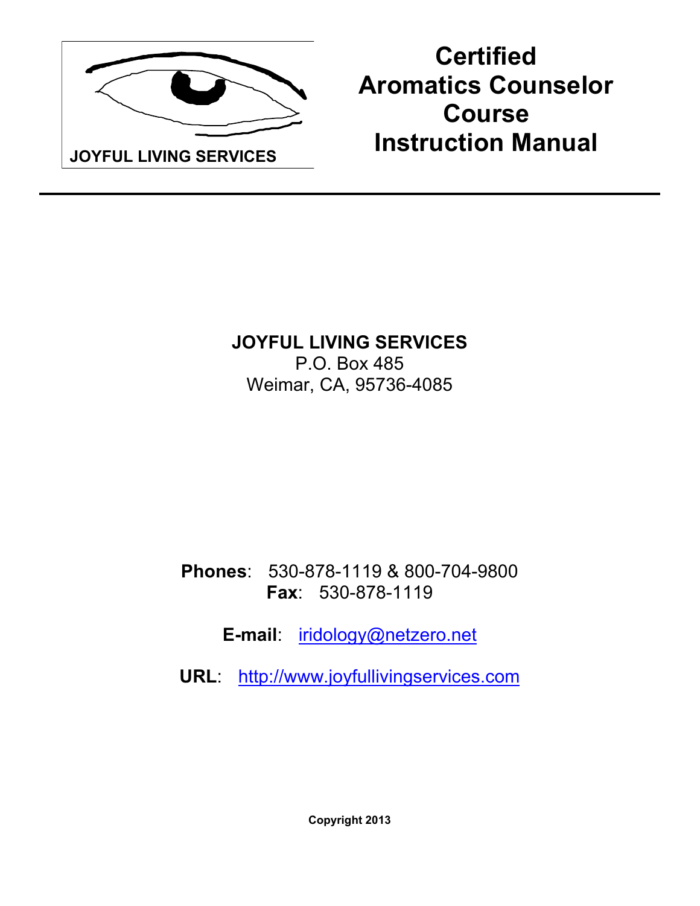JOYFUL LIVING SERVICES

# Certified Aromatics Counselor Course Instruction Manual

---

**JOYFUL LIVING SERVICES**
P.O. Box 485
Weimar, CA, 95736-4085

**Phones**: 530-878-1119 & 800-704-9800
**Fax**: 530-878-1119

**E-mail**: iridology@netzero.net

**URL**: http://www.joyfullivingservices.com

**Copyright 2013**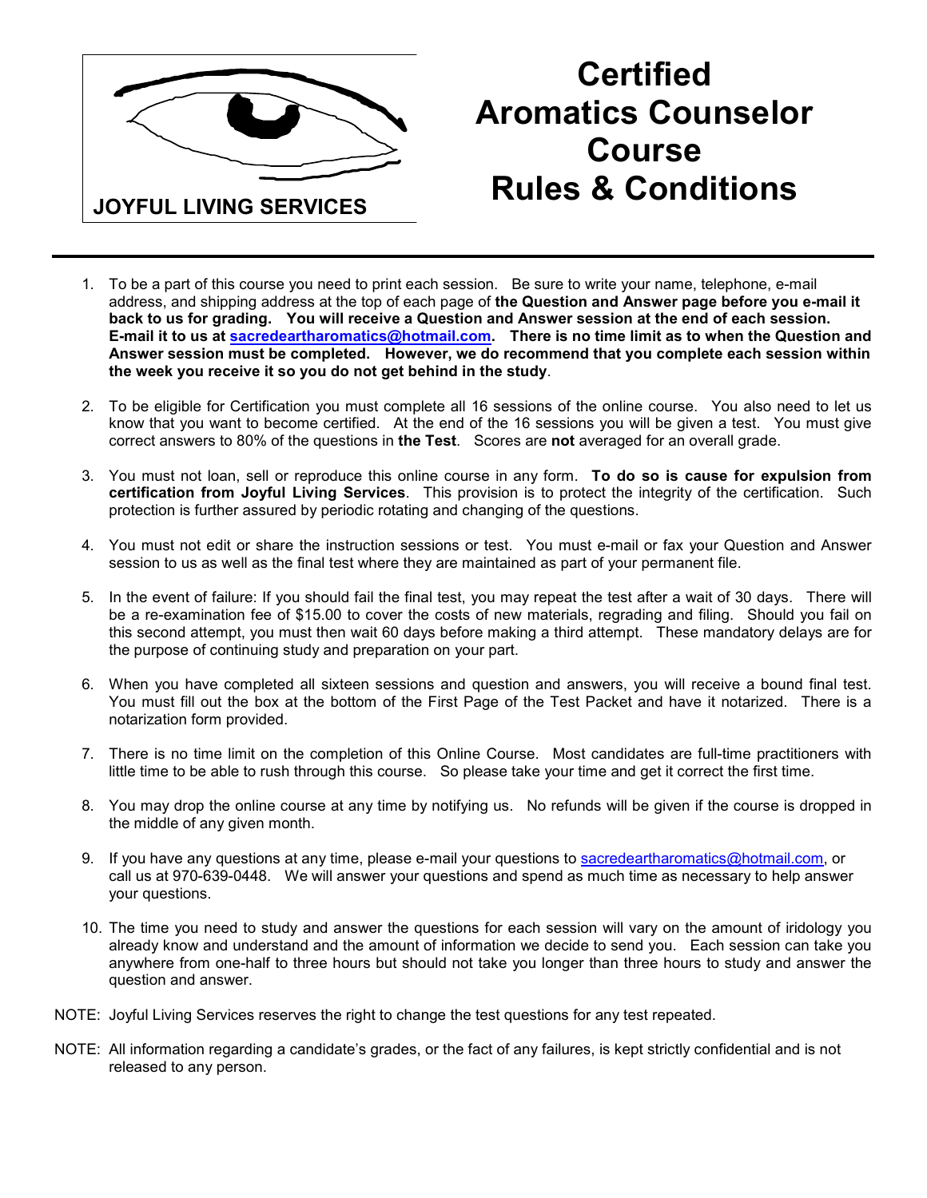**JOYFUL LIVING SERVICES**

# Certified Aromatics Counselor Course Rules & Conditions

1. To be a part of this course you need to print each session. Be sure to write your name, telephone, e-mail address, and shipping address at the top of each page of **the Question and Answer page before you e-mail it back to us for grading. You will receive a Question and Answer session at the end of each session. E-mail it to us at sacredeartharomatics@hotmail.com. There is no time limit as to when the Question and Answer session must be completed. However, we do recommend that you complete each session within the week you receive it so you do not get behind in the study**.

2. To be eligible for Certification you must complete all 16 sessions of the online course. You also need to let us know that you want to become certified. At the end of the 16 sessions you will be given a test. You must give correct answers to 80% of the questions in **the Test**. Scores are **not** averaged for an overall grade.

3. You must not loan, sell or reproduce this online course in any form. **To do so is cause for expulsion from certification from Joyful Living Services**. This provision is to protect the integrity of the certification. Such protection is further assured by periodic rotating and changing of the questions.

4. You must not edit or share the instruction sessions or test. You must e-mail or fax your Question and Answer session to us as well as the final test where they are maintained as part of your permanent file.

5. In the event of failure: If you should fail the final test, you may repeat the test after a wait of 30 days. There will be a re-examination fee of $15.00 to cover the costs of new materials, regrading and filing. Should you fail on this second attempt, you must then wait 60 days before making a third attempt. These mandatory delays are for the purpose of continuing study and preparation on your part.

6. When you have completed all sixteen sessions and question and answers, you will receive a bound final test. You must fill out the box at the bottom of the First Page of the Test Packet and have it notarized. There is a notarization form provided.

7. There is no time limit on the completion of this Online Course. Most candidates are full-time practitioners with little time to be able to rush through this course. So please take your time and get it correct the first time.

8. You may drop the online course at any time by notifying us. No refunds will be given if the course is dropped in the middle of any given month.

9. If you have any questions at any time, please e-mail your questions to sacredeartharomatics@hotmail.com, or call us at 970-639-0448. We will answer your questions and spend as much time as necessary to help answer your questions.

10. The time you need to study and answer the questions for each session will vary on the amount of iridology you already know and understand and the amount of information we decide to send you. Each session can take you anywhere from one-half to three hours but should not take you longer than three hours to study and answer the question and answer.

NOTE: Joyful Living Services reserves the right to change the test questions for any test repeated.

NOTE: All information regarding a candidate's grades, or the fact of any failures, is kept strictly confidential and is not released to any person.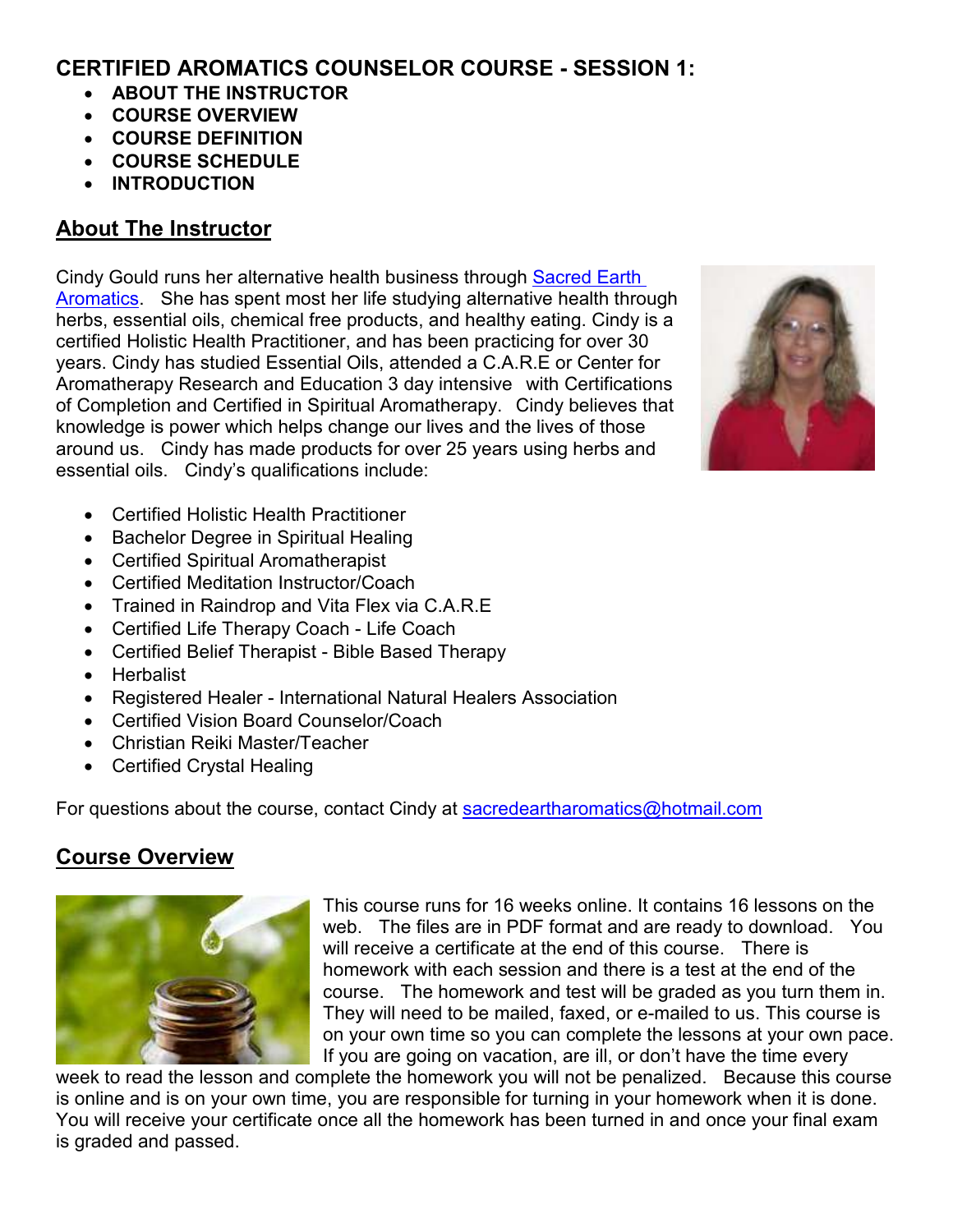## CERTIFIED AROMATICS COUNSELOR COURSE - SESSION 1:

- **ABOUT THE INSTRUCTOR**
- **COURSE OVERVIEW**
- **COURSE DEFINITION**
- **COURSE SCHEDULE**
- **INTRODUCTION**

## About The Instructor

Cindy Gould runs her alternative health business through Sacred Earth Aromatics. She has spent most her life studying alternative health through herbs, essential oils, chemical free products, and healthy eating. Cindy is a certified Holistic Health Practitioner, and has been practicing for over 30 years. Cindy has studied Essential Oils, attended a C.A.R.E or Center for Aromatherapy Research and Education 3 day intensive with Certifications of Completion and Certified in Spiritual Aromatherapy. Cindy believes that knowledge is power which helps change our lives and the lives of those around us. Cindy has made products for over 25 years using herbs and essential oils. Cindy's qualifications include:

- Certified Holistic Health Practitioner
- Bachelor Degree in Spiritual Healing
- Certified Spiritual Aromatherapist
- Certified Meditation Instructor/Coach
- Trained in Raindrop and Vita Flex via C.A.R.E
- Certified Life Therapy Coach - Life Coach
- Certified Belief Therapist - Bible Based Therapy
- Herbalist
- Registered Healer - International Natural Healers Association
- Certified Vision Board Counselor/Coach
- Christian Reiki Master/Teacher
- Certified Crystal Healing

For questions about the course, contact Cindy at sacredeartharomatics@hotmail.com

## Course Overview

This course runs for 16 weeks online. It contains 16 lessons on the web. The files are in PDF format and are ready to download. You will receive a certificate at the end of this course. There is homework with each session and there is a test at the end of the course. The homework and test will be graded as you turn them in. They will need to be mailed, faxed, or e-mailed to us. This course is on your own time so you can complete the lessons at your own pace. If you are going on vacation, are ill, or don't have the time every week to read the lesson and complete the homework you will not be penalized. Because this course is online and is on your own time, you are responsible for turning in your homework when it is done. You will receive your certificate once all the homework has been turned in and once your final exam is graded and passed.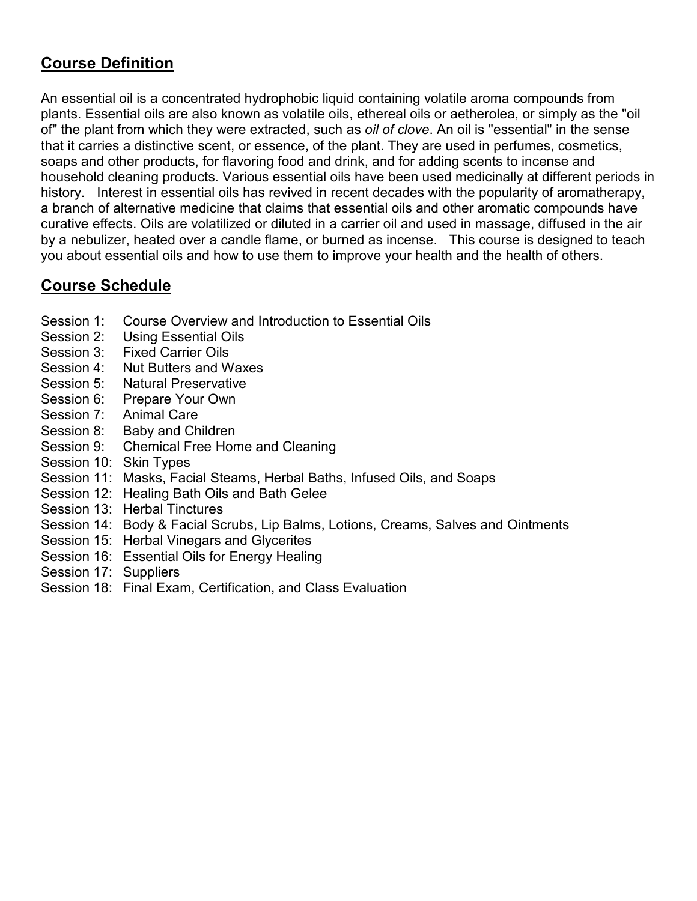## Course Definition

An essential oil is a concentrated hydrophobic liquid containing volatile aroma compounds from plants. Essential oils are also known as volatile oils, ethereal oils or aetherolea, or simply as the "oil of" the plant from which they were extracted, such as *oil of clove*. An oil is "essential" in the sense that it carries a distinctive scent, or essence, of the plant. They are used in perfumes, cosmetics, soaps and other products, for flavoring food and drink, and for adding scents to incense and household cleaning products. Various essential oils have been used medicinally at different periods in history. Interest in essential oils has revived in recent decades with the popularity of aromatherapy, a branch of alternative medicine that claims that essential oils and other aromatic compounds have curative effects. Oils are volatilized or diluted in a carrier oil and used in massage, diffused in the air by a nebulizer, heated over a candle flame, or burned as incense. This course is designed to teach you about essential oils and how to use them to improve your health and the health of others.

## Course Schedule

- Session 1: Course Overview and Introduction to Essential Oils
- Session 2: Using Essential Oils
- Session 3: Fixed Carrier Oils
- Session 4: Nut Butters and Waxes
- Session 5: Natural Preservative
- Session 6: Prepare Your Own
- Session 7: Animal Care
- Session 8: Baby and Children
- Session 9: Chemical Free Home and Cleaning
- Session 10: Skin Types
- Session 11: Masks, Facial Steams, Herbal Baths, Infused Oils, and Soaps
- Session 12: Healing Bath Oils and Bath Gelee
- Session 13: Herbal Tinctures
- Session 14: Body & Facial Scrubs, Lip Balms, Lotions, Creams, Salves and Ointments
- Session 15: Herbal Vinegars and Glycerites
- Session 16: Essential Oils for Energy Healing
- Session 17: Suppliers
- Session 18: Final Exam, Certification, and Class Evaluation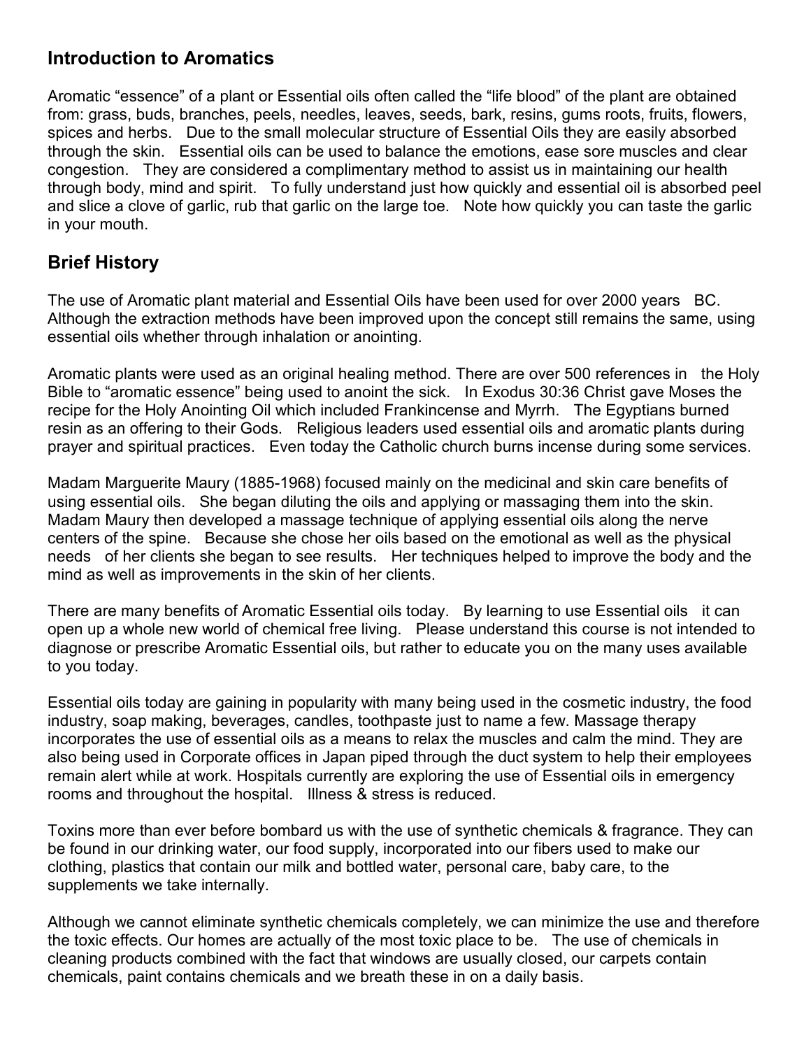## Introduction to Aromatics

Aromatic "essence" of a plant or Essential oils often called the "life blood" of the plant are obtained from: grass, buds, branches, peels, needles, leaves, seeds, bark, resins, gums roots, fruits, flowers, spices and herbs. Due to the small molecular structure of Essential Oils they are easily absorbed through the skin. Essential oils can be used to balance the emotions, ease sore muscles and clear congestion. They are considered a complimentary method to assist us in maintaining our health through body, mind and spirit. To fully understand just how quickly and essential oil is absorbed peel and slice a clove of garlic, rub that garlic on the large toe. Note how quickly you can taste the garlic in your mouth.

## Brief History

The use of Aromatic plant material and Essential Oils have been used for over 2000 years BC. Although the extraction methods have been improved upon the concept still remains the same, using essential oils whether through inhalation or anointing.

Aromatic plants were used as an original healing method. There are over 500 references in the Holy Bible to "aromatic essence" being used to anoint the sick. In Exodus 30:36 Christ gave Moses the recipe for the Holy Anointing Oil which included Frankincense and Myrrh. The Egyptians burned resin as an offering to their Gods. Religious leaders used essential oils and aromatic plants during prayer and spiritual practices. Even today the Catholic church burns incense during some services.

Madam Marguerite Maury (1885-1968) focused mainly on the medicinal and skin care benefits of using essential oils. She began diluting the oils and applying or massaging them into the skin. Madam Maury then developed a massage technique of applying essential oils along the nerve centers of the spine. Because she chose her oils based on the emotional as well as the physical needs of her clients she began to see results. Her techniques helped to improve the body and the mind as well as improvements in the skin of her clients.

There are many benefits of Aromatic Essential oils today. By learning to use Essential oils it can open up a whole new world of chemical free living. Please understand this course is not intended to diagnose or prescribe Aromatic Essential oils, but rather to educate you on the many uses available to you today.

Essential oils today are gaining in popularity with many being used in the cosmetic industry, the food industry, soap making, beverages, candles, toothpaste just to name a few. Massage therapy incorporates the use of essential oils as a means to relax the muscles and calm the mind. They are also being used in Corporate offices in Japan piped through the duct system to help their employees remain alert while at work. Hospitals currently are exploring the use of Essential oils in emergency rooms and throughout the hospital. Illness & stress is reduced.

Toxins more than ever before bombard us with the use of synthetic chemicals & fragrance. They can be found in our drinking water, our food supply, incorporated into our fibers used to make our clothing, plastics that contain our milk and bottled water, personal care, baby care, to the supplements we take internally.

Although we cannot eliminate synthetic chemicals completely, we can minimize the use and therefore the toxic effects. Our homes are actually of the most toxic place to be. The use of chemicals in cleaning products combined with the fact that windows are usually closed, our carpets contain chemicals, paint contains chemicals and we breath these in on a daily basis.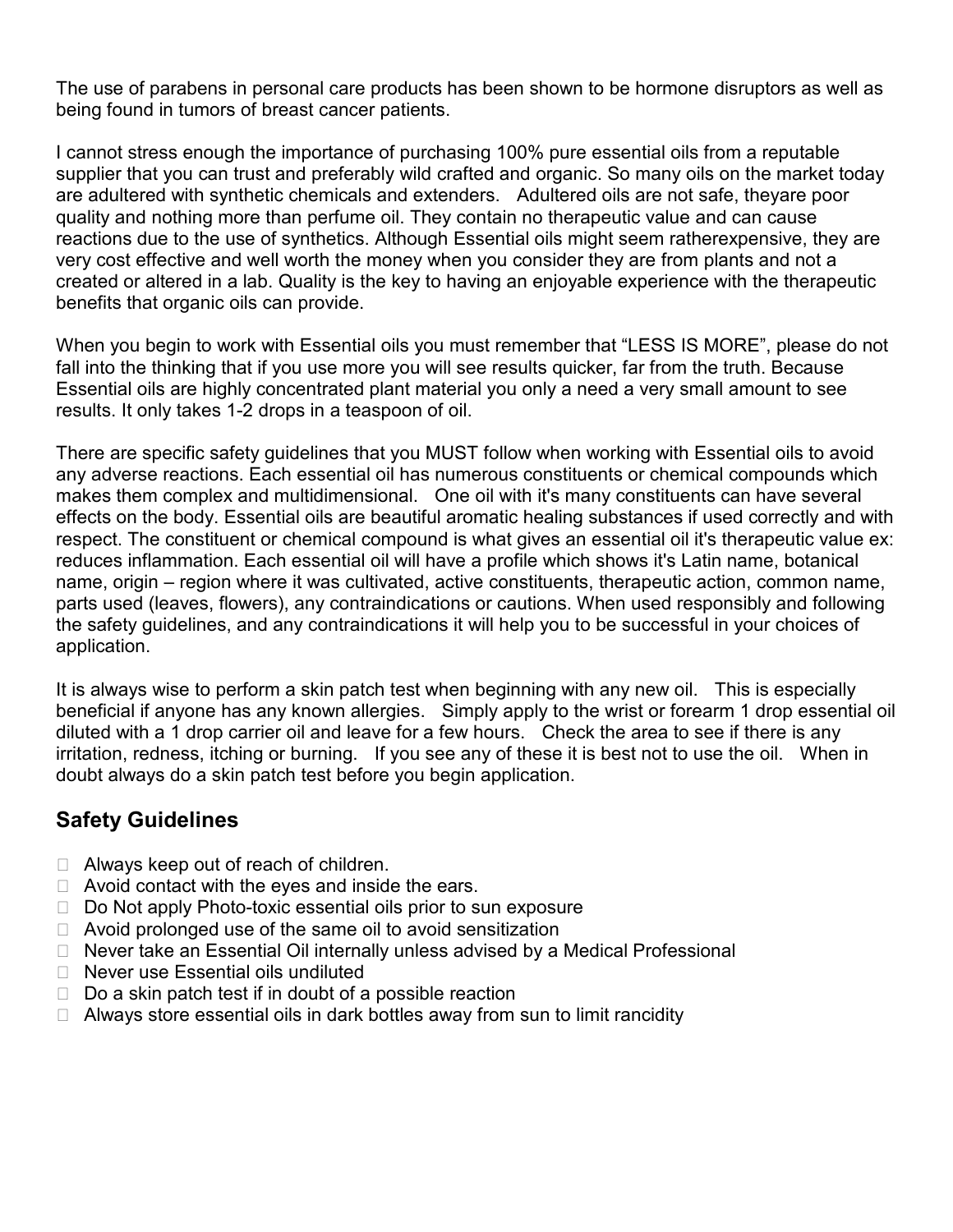The use of parabens in personal care products has been shown to be hormone disruptors as well as being found in tumors of breast cancer patients.

I cannot stress enough the importance of purchasing 100% pure essential oils from a reputable supplier that you can trust and preferably wild crafted and organic. So many oils on the market today are adultered with synthetic chemicals and extenders. Adultered oils are not safe, theyare poor quality and nothing more than perfume oil. They contain no therapeutic value and can cause reactions due to the use of synthetics. Although Essential oils might seem ratherexpensive, they are very cost effective and well worth the money when you consider they are from plants and not a created or altered in a lab. Quality is the key to having an enjoyable experience with the therapeutic benefits that organic oils can provide.

When you begin to work with Essential oils you must remember that "LESS IS MORE", please do not fall into the thinking that if you use more you will see results quicker, far from the truth. Because Essential oils are highly concentrated plant material you only a need a very small amount to see results. It only takes 1-2 drops in a teaspoon of oil.

There are specific safety guidelines that you MUST follow when working with Essential oils to avoid any adverse reactions. Each essential oil has numerous constituents or chemical compounds which makes them complex and multidimensional. One oil with it's many constituents can have several effects on the body. Essential oils are beautiful aromatic healing substances if used correctly and with respect. The constituent or chemical compound is what gives an essential oil it's therapeutic value ex: reduces inflammation. Each essential oil will have a profile which shows it's Latin name, botanical name, origin – region where it was cultivated, active constituents, therapeutic action, common name, parts used (leaves, flowers), any contraindications or cautions. When used responsibly and following the safety guidelines, and any contraindications it will help you to be successful in your choices of application.

It is always wise to perform a skin patch test when beginning with any new oil. This is especially beneficial if anyone has any known allergies. Simply apply to the wrist or forearm 1 drop essential oil diluted with a 1 drop carrier oil and leave for a few hours. Check the area to see if there is any irritation, redness, itching or burning. If you see any of these it is best not to use the oil. When in doubt always do a skin patch test before you begin application.

## Safety Guidelines

- Always keep out of reach of children.
- Avoid contact with the eyes and inside the ears.
- Do Not apply Photo-toxic essential oils prior to sun exposure
- Avoid prolonged use of the same oil to avoid sensitization
- Never take an Essential Oil internally unless advised by a Medical Professional
- Never use Essential oils undiluted
- Do a skin patch test if in doubt of a possible reaction
- Always store essential oils in dark bottles away from sun to limit rancidity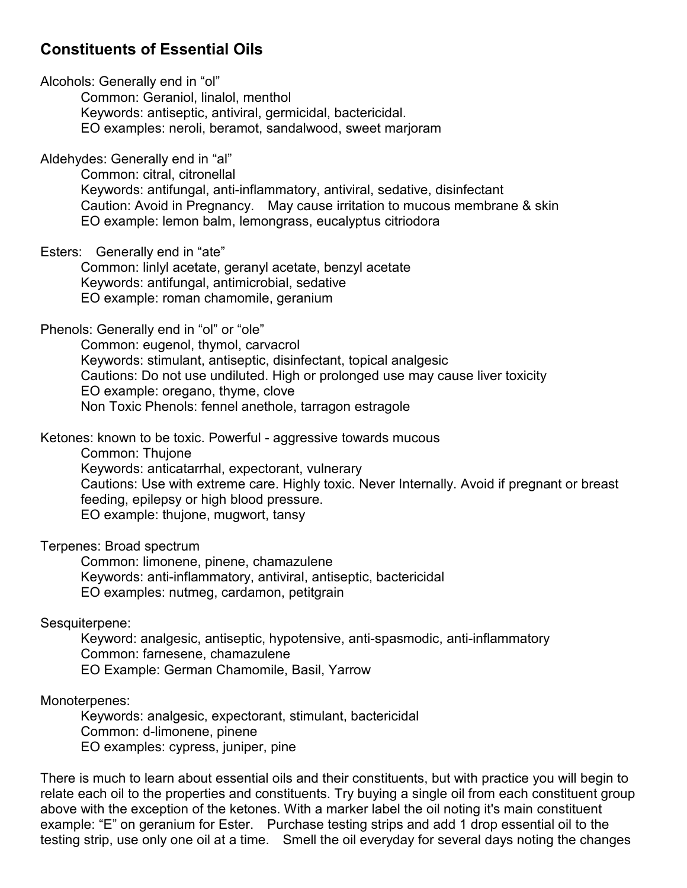## Constituents of Essential Oils

Alcohols: Generally end in "ol"

Common: Geraniol, linalol, menthol
Keywords: antiseptic, antiviral, germicidal, bactericidal.
EO examples: neroli, beramot, sandalwood, sweet marjoram

Aldehydes: Generally end in "al"

Common: citral, citronellal
Keywords: antifungal, anti-inflammatory, antiviral, sedative, disinfectant
Caution: Avoid in Pregnancy. May cause irritation to mucous membrane & skin
EO example: lemon balm, lemongrass, eucalyptus citriodora

Esters: Generally end in "ate"

Common: linlyl acetate, geranyl acetate, benzyl acetate
Keywords: antifungal, antimicrobial, sedative
EO example: roman chamomile, geranium

Phenols: Generally end in "ol" or "ole"

Common: eugenol, thymol, carvacrol
Keywords: stimulant, antiseptic, disinfectant, topical analgesic
Cautions: Do not use undiluted. High or prolonged use may cause liver toxicity
EO example: oregano, thyme, clove
Non Toxic Phenols: fennel anethole, tarragon estragole

Ketones: known to be toxic. Powerful - aggressive towards mucous

Common: Thujone
Keywords: anticatarrhal, expectorant, vulnerary
Cautions: Use with extreme care. Highly toxic. Never Internally. Avoid if pregnant or breast feeding, epilepsy or high blood pressure.
EO example: thujone, mugwort, tansy

Terpenes: Broad spectrum

Common: limonene, pinene, chamazulene
Keywords: anti-inflammatory, antiviral, antiseptic, bactericidal
EO examples: nutmeg, cardamon, petitgrain

Sesquiterpene:

Keyword: analgesic, antiseptic, hypotensive, anti-spasmodic, anti-inflammatory
Common: farnesene, chamazulene
EO Example: German Chamomile, Basil, Yarrow

Monoterpenes:

Keywords: analgesic, expectorant, stimulant, bactericidal
Common: d-limonene, pinene
EO examples: cypress, juniper, pine

There is much to learn about essential oils and their constituents, but with practice you will begin to relate each oil to the properties and constituents. Try buying a single oil from each constituent group above with the exception of the ketones. With a marker label the oil noting it's main constituent example: "E" on geranium for Ester. Purchase testing strips and add 1 drop essential oil to the testing strip, use only one oil at a time. Smell the oil everyday for several days noting the changes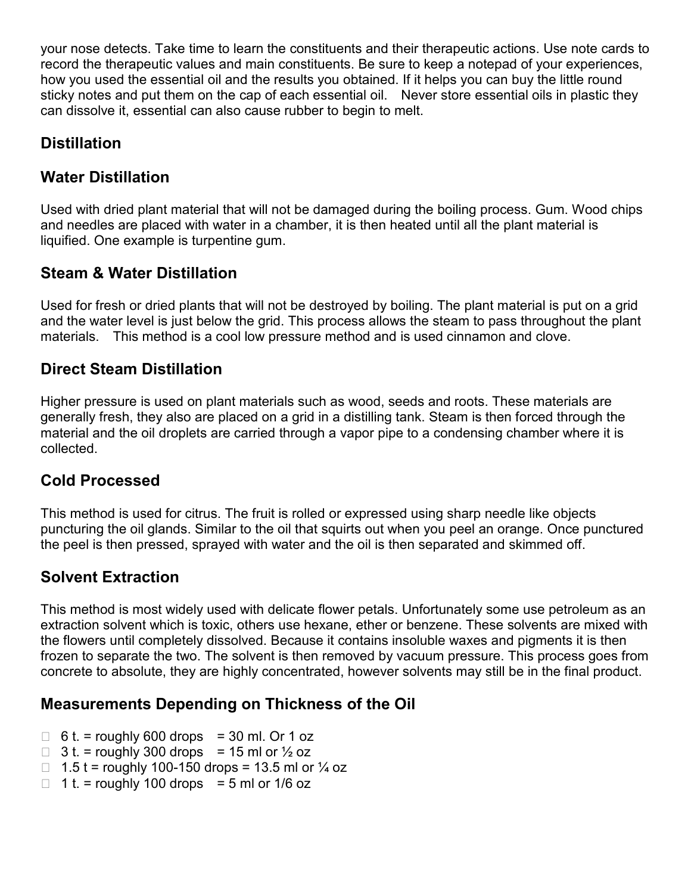your nose detects. Take time to learn the constituents and their therapeutic actions. Use note cards to record the therapeutic values and main constituents. Be sure to keep a notepad of your experiences, how you used the essential oil and the results you obtained. If it helps you can buy the little round sticky notes and put them on the cap of each essential oil. Never store essential oils in plastic they can dissolve it, essential can also cause rubber to begin to melt.

## Distillation

## Water Distillation

Used with dried plant material that will not be damaged during the boiling process. Gum. Wood chips and needles are placed with water in a chamber, it is then heated until all the plant material is liquified. One example is turpentine gum.

## Steam & Water Distillation

Used for fresh or dried plants that will not be destroyed by boiling. The plant material is put on a grid and the water level is just below the grid. This process allows the steam to pass throughout the plant materials. This method is a cool low pressure method and is used cinnamon and clove.

## Direct Steam Distillation

Higher pressure is used on plant materials such as wood, seeds and roots. These materials are generally fresh, they also are placed on a grid in a distilling tank. Steam is then forced through the material and the oil droplets are carried through a vapor pipe to a condensing chamber where it is collected.

## Cold Processed

This method is used for citrus. The fruit is rolled or expressed using sharp needle like objects puncturing the oil glands. Similar to the oil that squirts out when you peel an orange. Once punctured the peel is then pressed, sprayed with water and the oil is then separated and skimmed off.

## Solvent Extraction

This method is most widely used with delicate flower petals. Unfortunately some use petroleum as an extraction solvent which is toxic, others use hexane, ether or benzene. These solvents are mixed with the flowers until completely dissolved. Because it contains insoluble waxes and pigments it is then frozen to separate the two. The solvent is then removed by vacuum pressure. This process goes from concrete to absolute, they are highly concentrated, however solvents may still be in the final product.

## Measurements Depending on Thickness of the Oil

- 6 t. = roughly 600 drops = 30 ml. Or 1 oz
- 3 t. = roughly 300 drops = 15 ml or ½ oz
- 1.5 t = roughly 100-150 drops = 13.5 ml or ¼ oz
- 1 t. = roughly 100 drops = 5 ml or 1/6 oz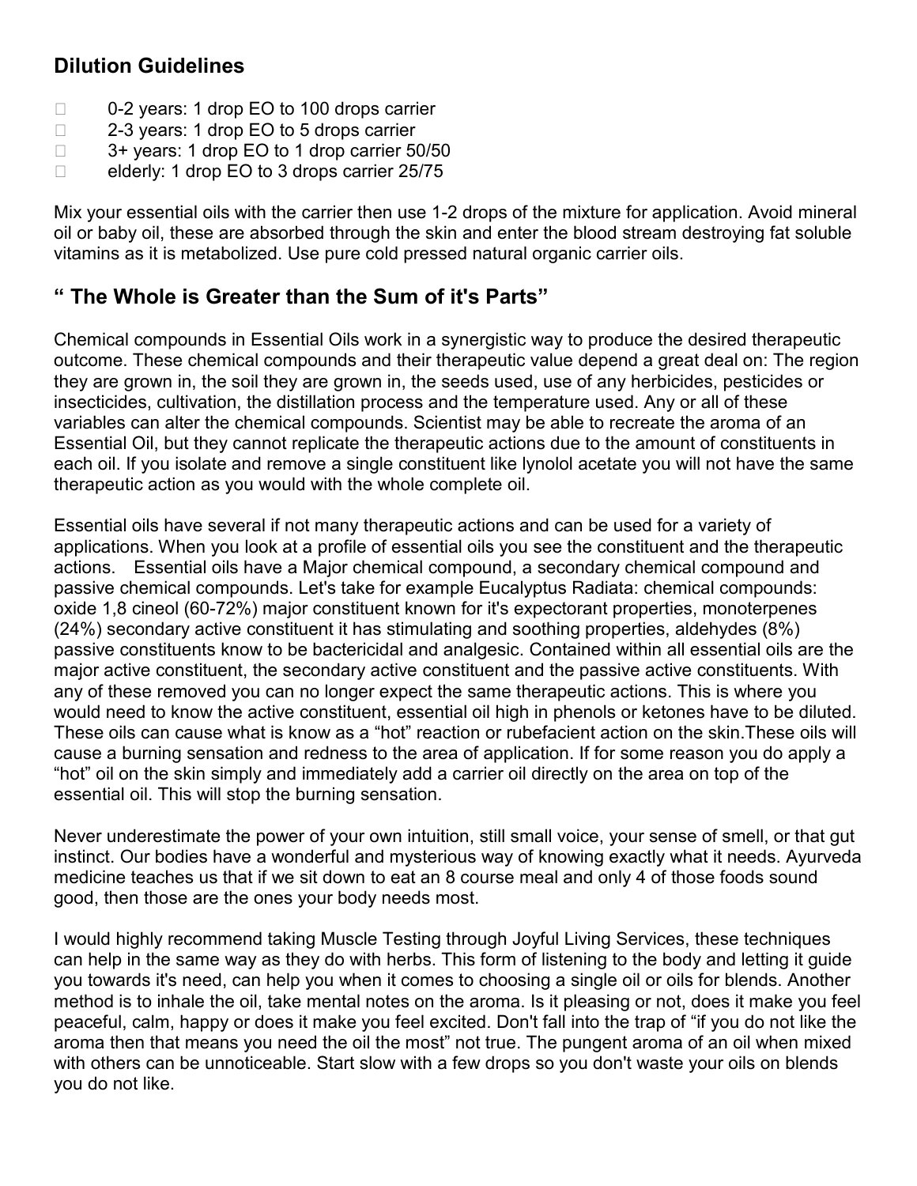## Dilution Guidelines

- 0-2 years: 1 drop EO to 100 drops carrier
- 2-3 years: 1 drop EO to 5 drops carrier
- 3+ years: 1 drop EO to 1 drop carrier 50/50
- elderly: 1 drop EO to 3 drops carrier 25/75

Mix your essential oils with the carrier then use 1-2 drops of the mixture for application. Avoid mineral oil or baby oil, these are absorbed through the skin and enter the blood stream destroying fat soluble vitamins as it is metabolized. Use pure cold pressed natural organic carrier oils.

## " The Whole is Greater than the Sum of it's Parts"

Chemical compounds in Essential Oils work in a synergistic way to produce the desired therapeutic outcome. These chemical compounds and their therapeutic value depend a great deal on: The region they are grown in, the soil they are grown in, the seeds used, use of any herbicides, pesticides or insecticides, cultivation, the distillation process and the temperature used. Any or all of these variables can alter the chemical compounds. Scientist may be able to recreate the aroma of an Essential Oil, but they cannot replicate the therapeutic actions due to the amount of constituents in each oil. If you isolate and remove a single constituent like lynolol acetate you will not have the same therapeutic action as you would with the whole complete oil.

Essential oils have several if not many therapeutic actions and can be used for a variety of applications. When you look at a profile of essential oils you see the constituent and the therapeutic actions. Essential oils have a Major chemical compound, a secondary chemical compound and passive chemical compounds. Let's take for example Eucalyptus Radiata: chemical compounds: oxide 1,8 cineol (60-72%) major constituent known for it's expectorant properties, monoterpenes (24%) secondary active constituent it has stimulating and soothing properties, aldehydes (8%) passive constituents know to be bactericidal and analgesic. Contained within all essential oils are the major active constituent, the secondary active constituent and the passive active constituents. With any of these removed you can no longer expect the same therapeutic actions. This is where you would need to know the active constituent, essential oil high in phenols or ketones have to be diluted. These oils can cause what is know as a "hot" reaction or rubefacient action on the skin.These oils will cause a burning sensation and redness to the area of application. If for some reason you do apply a "hot" oil on the skin simply and immediately add a carrier oil directly on the area on top of the essential oil. This will stop the burning sensation.

Never underestimate the power of your own intuition, still small voice, your sense of smell, or that gut instinct. Our bodies have a wonderful and mysterious way of knowing exactly what it needs. Ayurveda medicine teaches us that if we sit down to eat an 8 course meal and only 4 of those foods sound good, then those are the ones your body needs most.

I would highly recommend taking Muscle Testing through Joyful Living Services, these techniques can help in the same way as they do with herbs. This form of listening to the body and letting it guide you towards it's need, can help you when it comes to choosing a single oil or oils for blends. Another method is to inhale the oil, take mental notes on the aroma. Is it pleasing or not, does it make you feel peaceful, calm, happy or does it make you feel excited. Don't fall into the trap of "if you do not like the aroma then that means you need the oil the most" not true. The pungent aroma of an oil when mixed with others can be unnoticeable. Start slow with a few drops so you don't waste your oils on blends you do not like.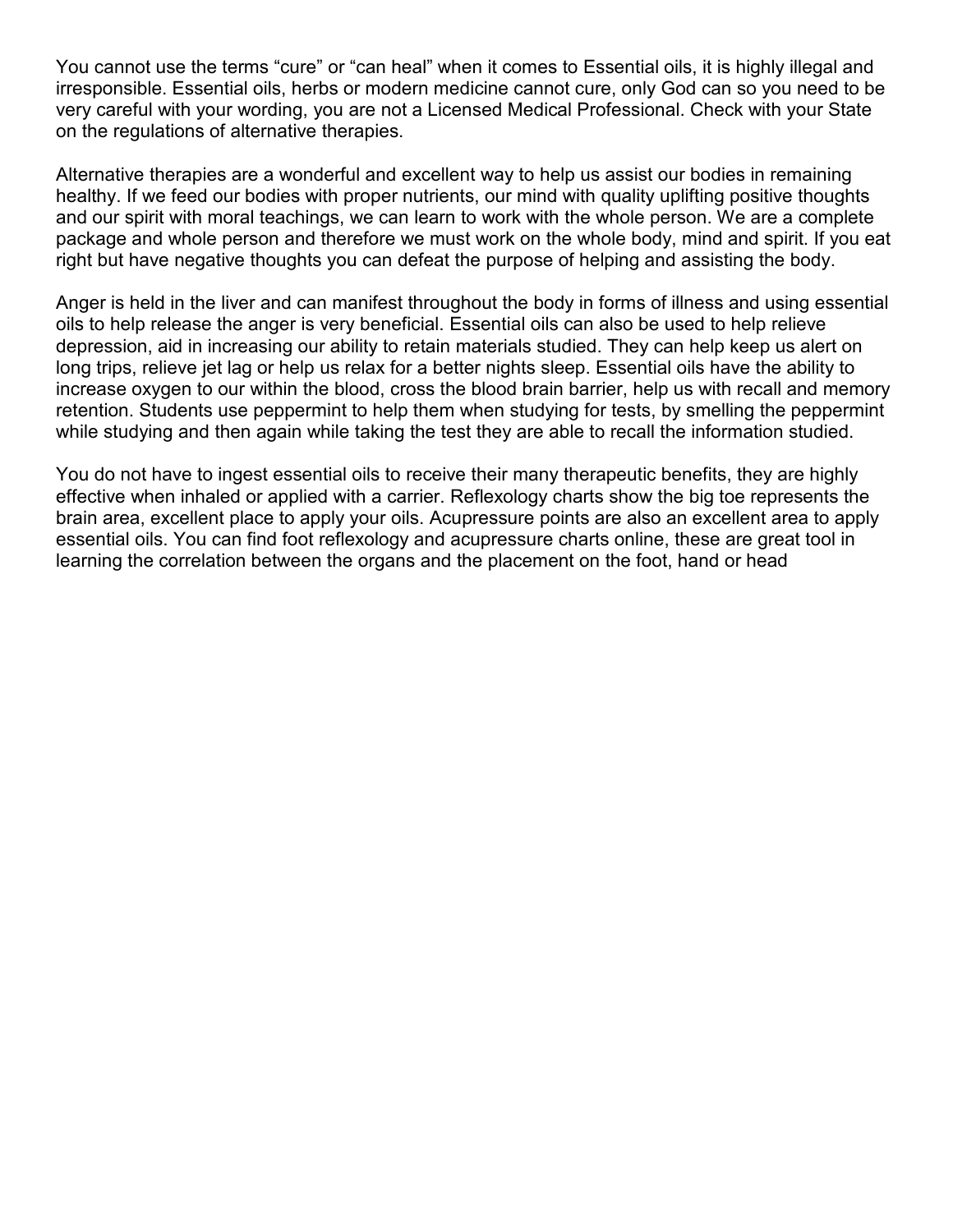You cannot use the terms "cure" or "can heal" when it comes to Essential oils, it is highly illegal and irresponsible. Essential oils, herbs or modern medicine cannot cure, only God can so you need to be very careful with your wording, you are not a Licensed Medical Professional. Check with your State on the regulations of alternative therapies.

Alternative therapies are a wonderful and excellent way to help us assist our bodies in remaining healthy. If we feed our bodies with proper nutrients, our mind with quality uplifting positive thoughts and our spirit with moral teachings, we can learn to work with the whole person. We are a complete package and whole person and therefore we must work on the whole body, mind and spirit. If you eat right but have negative thoughts you can defeat the purpose of helping and assisting the body.

Anger is held in the liver and can manifest throughout the body in forms of illness and using essential oils to help release the anger is very beneficial. Essential oils can also be used to help relieve depression, aid in increasing our ability to retain materials studied. They can help keep us alert on long trips, relieve jet lag or help us relax for a better nights sleep. Essential oils have the ability to increase oxygen to our within the blood, cross the blood brain barrier, help us with recall and memory retention. Students use peppermint to help them when studying for tests, by smelling the peppermint while studying and then again while taking the test they are able to recall the information studied.

You do not have to ingest essential oils to receive their many therapeutic benefits, they are highly effective when inhaled or applied with a carrier. Reflexology charts show the big toe represents the brain area, excellent place to apply your oils. Acupressure points are also an excellent area to apply essential oils. You can find foot reflexology and acupressure charts online, these are great tool in learning the correlation between the organs and the placement on the foot, hand or head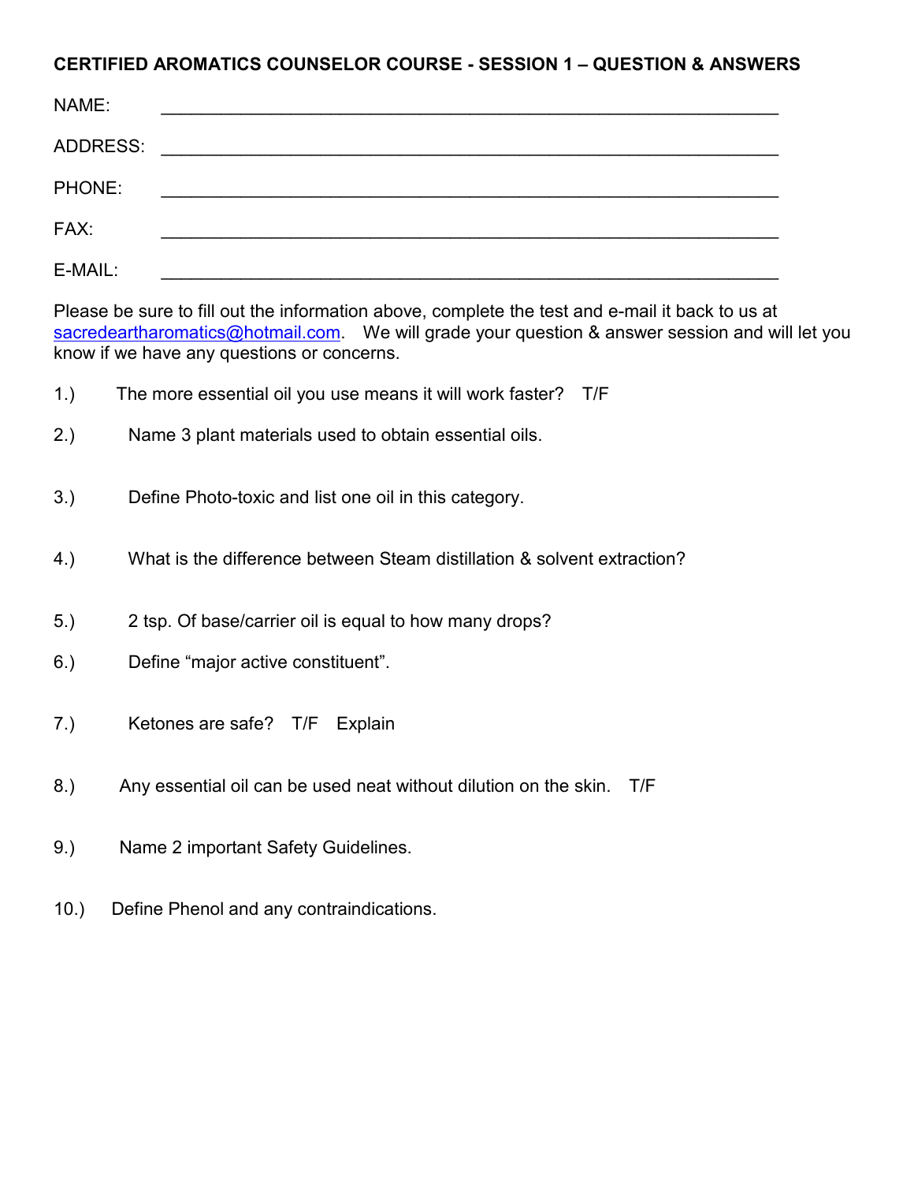**CERTIFIED AROMATICS COUNSELOR COURSE - SESSION 1 – QUESTION & ANSWERS**

NAME: ____________________________________________________________

ADDRESS: ____________________________________________________________

PHONE: ____________________________________________________________

FAX: ____________________________________________________________

E-MAIL: ____________________________________________________________

Please be sure to fill out the information above, complete the test and e-mail it back to us at sacredeartharomatics@hotmail.com. We will grade your question & answer session and will let you know if we have any questions or concerns.

1.) The more essential oil you use means it will work faster? T/F

2.) Name 3 plant materials used to obtain essential oils.

3.) Define Photo-toxic and list one oil in this category.

4.) What is the difference between Steam distillation & solvent extraction?

5.) 2 tsp. Of base/carrier oil is equal to how many drops?

6.) Define “major active constituent”.

7.) Ketones are safe? T/F Explain

8.) Any essential oil can be used neat without dilution on the skin. T/F

9.) Name 2 important Safety Guidelines.

10.) Define Phenol and any contraindications.